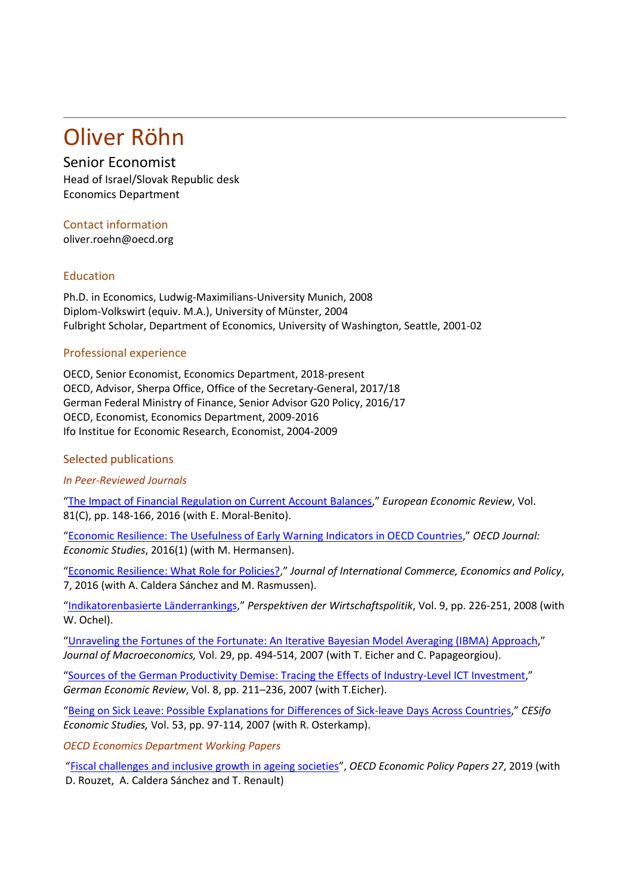# Oliver Röhn

Senior Economist
Head of Israel/Slovak Republic desk
Economics Department

## Contact information

oliver.roehn@oecd.org

## Education

Ph.D. in Economics, Ludwig-Maximilians-University Munich, 2008
Diplom-Volkswirt (equiv. M.A.), University of Münster, 2004
Fulbright Scholar, Department of Economics, University of Washington, Seattle, 2001-02

## Professional experience

OECD, Senior Economist, Economics Department, 2018-present
OECD, Advisor, Sherpa Office, Office of the Secretary-General, 2017/18
German Federal Ministry of Finance, Senior Advisor G20 Policy, 2016/17
OECD, Economist, Economics Department, 2009-2016
Ifo Institute for Economic Research, Economist, 2004-2009

## Selected publications

### *In Peer-Reviewed Journals*

"The Impact of Financial Regulation on Current Account Balances," *European Economic Review*, Vol. 81(C), pp. 148-166, 2016 (with E. Moral-Benito).

"Economic Resilience: The Usefulness of Early Warning Indicators in OECD Countries," *OECD Journal: Economic Studies*, 2016(1) (with M. Hermansen).

"Economic Resilience: What Role for Policies?," *Journal of International Commerce, Economics and Policy*, 7, 2016 (with A. Caldera Sánchez and M. Rasmussen).

"Indikatorenbasierte Länderrankings," *Perspektiven der Wirtschaftspolitik*, Vol. 9, pp. 226-251, 2008 (with W. Ochel).

"Unraveling the Fortunes of the Fortunate: An Iterative Bayesian Model Averaging (IBMA) Approach," *Journal of Macroeconomics,* Vol. 29, pp. 494-514, 2007 (with T. Eicher and C. Papageorgiou).

"Sources of the German Productivity Demise: Tracing the Effects of Industry-Level ICT Investment," *German Economic Review*, Vol. 8, pp. 211–236, 2007 (with T.Eicher).

"Being on Sick Leave: Possible Explanations for Differences of Sick-leave Days Across Countries," *CESifo Economic Studies,* Vol. 53, pp. 97-114, 2007 (with R. Osterkamp).

### *OECD Economics Department Working Papers*

"Fiscal challenges and inclusive growth in ageing societies", *OECD Economic Policy Papers 27*, 2019 (with D. Rouzet, A. Caldera Sánchez and T. Renault)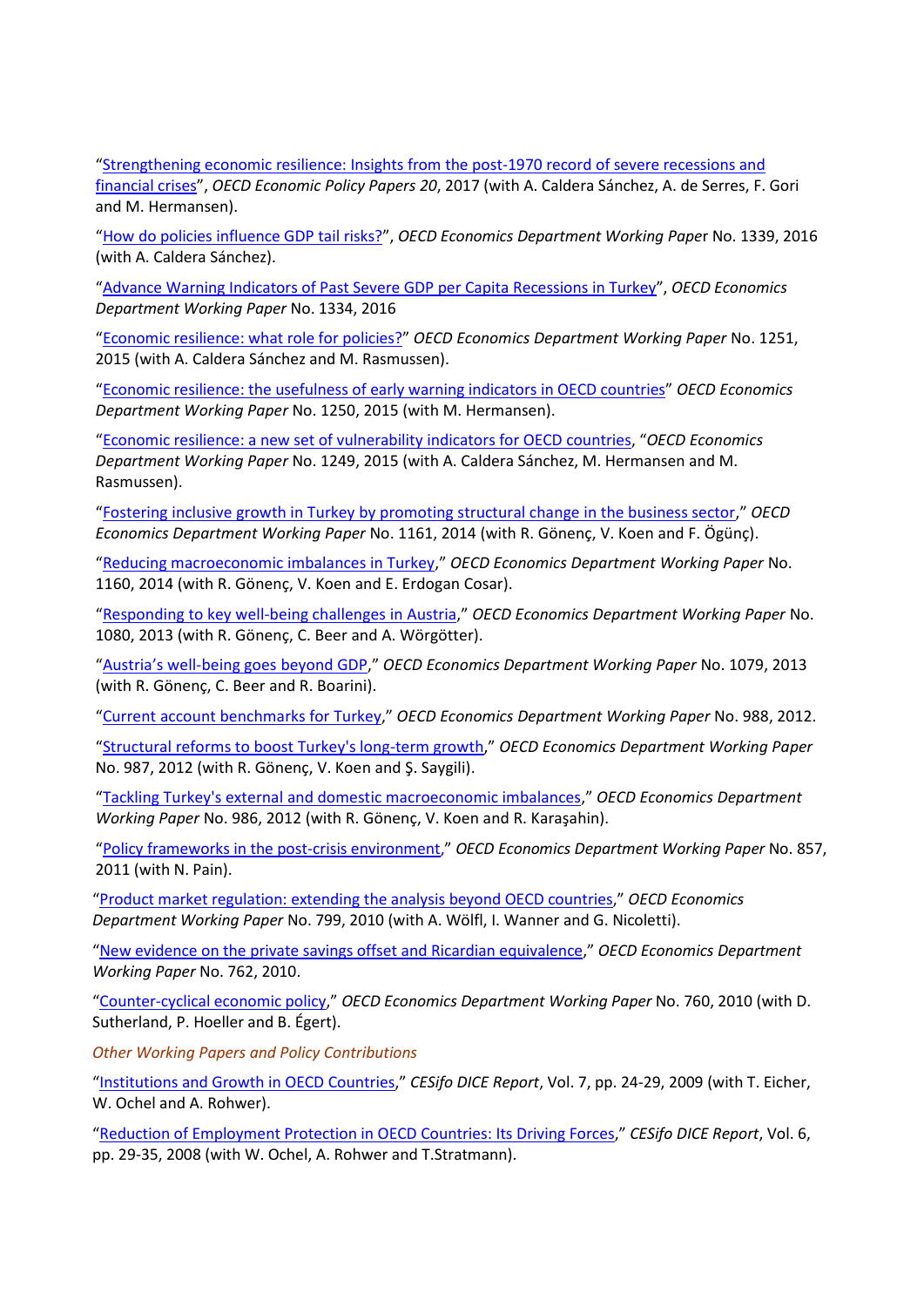"Strengthening economic resilience: Insights from the post-1970 record of severe recessions and financial crises", *OECD Economic Policy Papers 20*, 2017 (with A. Caldera Sánchez, A. de Serres, F. Gori and M. Hermansen).

"How do policies influence GDP tail risks?", *OECD Economics Department Working Paper* No. 1339, 2016 (with A. Caldera Sánchez).

"Advance Warning Indicators of Past Severe GDP per Capita Recessions in Turkey", *OECD Economics Department Working Paper* No. 1334, 2016

"Economic resilience: what role for policies?" *OECD Economics Department Working Paper* No. 1251, 2015 (with A. Caldera Sánchez and M. Rasmussen).

"Economic resilience: the usefulness of early warning indicators in OECD countries" *OECD Economics Department Working Paper* No. 1250, 2015 (with M. Hermansen).

"Economic resilience: a new set of vulnerability indicators for OECD countries, "*OECD Economics Department Working Paper* No. 1249, 2015 (with A. Caldera Sánchez, M. Hermansen and M. Rasmussen).

"Fostering inclusive growth in Turkey by promoting structural change in the business sector," *OECD Economics Department Working Paper* No. 1161, 2014 (with R. Gönenç, V. Koen and F. Ögünç).

"Reducing macroeconomic imbalances in Turkey," *OECD Economics Department Working Paper* No. 1160, 2014 (with R. Gönenç, V. Koen and E. Erdogan Cosar).

"Responding to key well-being challenges in Austria," *OECD Economics Department Working Paper* No. 1080, 2013 (with R. Gönenç, C. Beer and A. Wörgötter).

"Austria's well-being goes beyond GDP," *OECD Economics Department Working Paper* No. 1079, 2013 (with R. Gönenç, C. Beer and R. Boarini).

"Current account benchmarks for Turkey," *OECD Economics Department Working Paper* No. 988, 2012.

"Structural reforms to boost Turkey's long-term growth," *OECD Economics Department Working Paper* No. 987, 2012 (with R. Gönenç, V. Koen and Ş. Saygili).

"Tackling Turkey's external and domestic macroeconomic imbalances," *OECD Economics Department Working Paper* No. 986, 2012 (with R. Gönenç, V. Koen and R. Karaşahin).

"Policy frameworks in the post-crisis environment," *OECD Economics Department Working Paper* No. 857, 2011 (with N. Pain).

"Product market regulation: extending the analysis beyond OECD countries," *OECD Economics Department Working Paper* No. 799, 2010 (with A. Wölfl, I. Wanner and G. Nicoletti).

"New evidence on the private savings offset and Ricardian equivalence," *OECD Economics Department Working Paper* No. 762, 2010.

"Counter-cyclical economic policy," *OECD Economics Department Working Paper* No. 760, 2010 (with D. Sutherland, P. Hoeller and B. Égert).

*Other Working Papers and Policy Contributions*

"Institutions and Growth in OECD Countries," *CESifo DICE Report*, Vol. 7, pp. 24-29, 2009 (with T. Eicher, W. Ochel and A. Rohwer).

"Reduction of Employment Protection in OECD Countries: Its Driving Forces," *CESifo DICE Report*, Vol. 6, pp. 29-35, 2008 (with W. Ochel, A. Rohwer and T.Stratmann).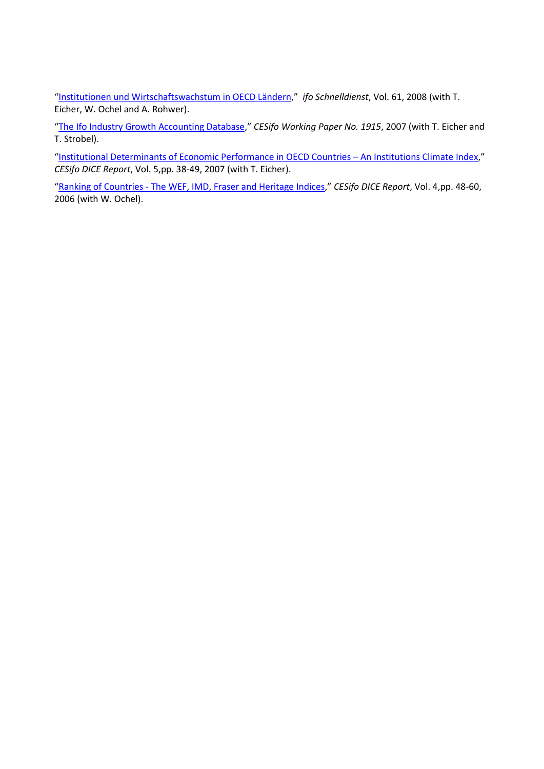"Institutionen und Wirtschaftswachstum in OECD Ländern," *ifo Schnelldienst*, Vol. 61, 2008 (with T. Eicher, W. Ochel and A. Rohwer).

"The Ifo Industry Growth Accounting Database," *CESifo Working Paper No. 1915*, 2007 (with T. Eicher and T. Strobel).

"Institutional Determinants of Economic Performance in OECD Countries – An Institutions Climate Index," *CESifo DICE Report*, Vol. 5,pp. 38-49, 2007 (with T. Eicher).

"Ranking of Countries - The WEF, IMD, Fraser and Heritage Indices," *CESifo DICE Report*, Vol. 4,pp. 48-60, 2006 (with W. Ochel).